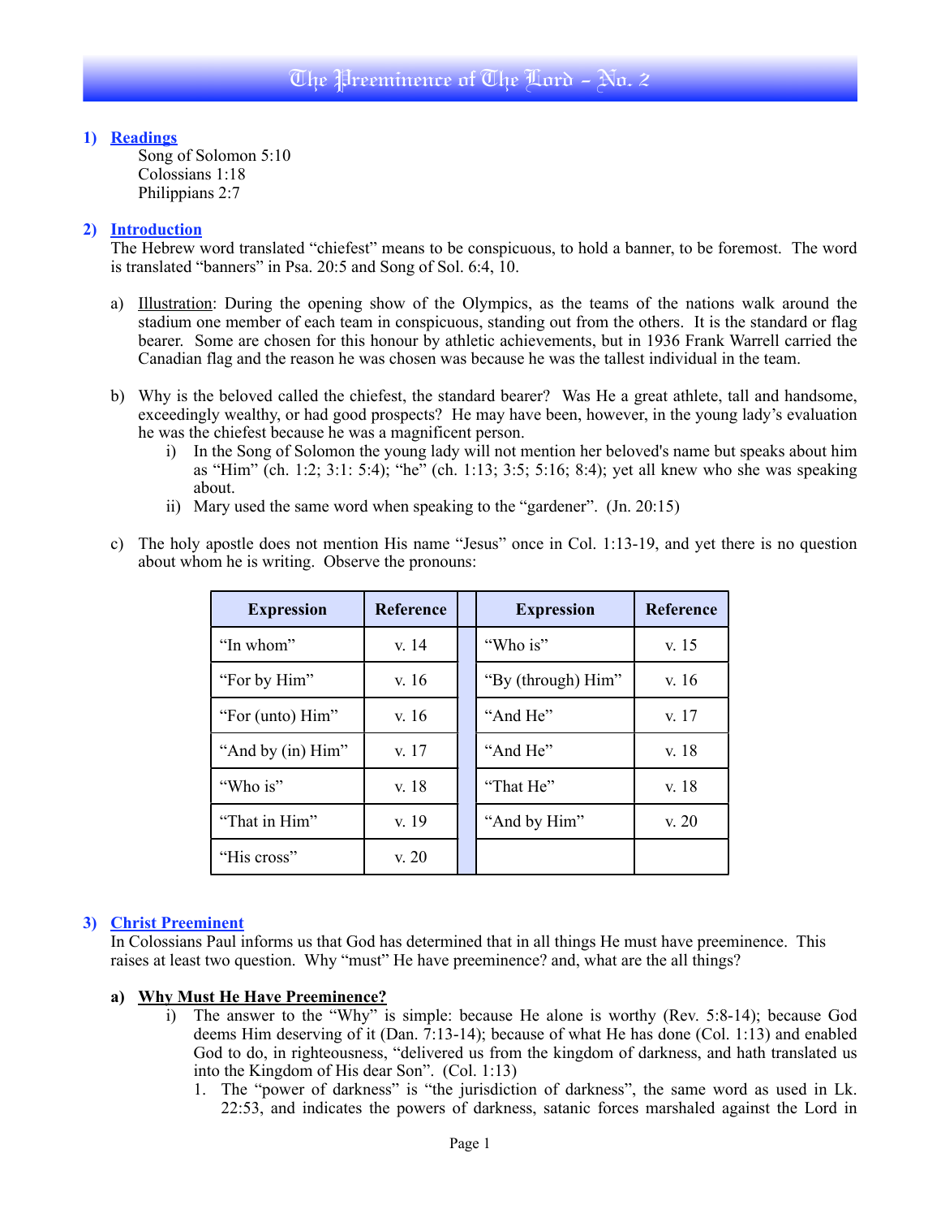# The Preeminence of The Lord – No. 2

## 1) Readings

Song of Solomon 5:10
Colossians 1:18
Philippians 2:7

## 2) Introduction

The Hebrew word translated "chiefest" means to be conspicuous, to hold a banner, to be foremost. The word is translated "banners" in Psa. 20:5 and Song of Sol. 6:4, 10.

a) Illustration: During the opening show of the Olympics, as the teams of the nations walk around the stadium one member of each team in conspicuous, standing out from the others. It is the standard or flag bearer. Some are chosen for this honour by athletic achievements, but in 1936 Frank Warrell carried the Canadian flag and the reason he was chosen was because he was the tallest individual in the team.

b) Why is the beloved called the chiefest, the standard bearer? Was He a great athlete, tall and handsome, exceedingly wealthy, or had good prospects? He may have been, however, in the young lady's evaluation he was the chiefest because he was a magnificent person.
   i) In the Song of Solomon the young lady will not mention her beloved's name but speaks about him as "Him" (ch. 1:2; 3:1: 5:4); "he" (ch. 1:13; 3:5; 5:16; 8:4); yet all knew who she was speaking about.
   ii) Mary used the same word when speaking to the "gardener". (Jn. 20:15)

c) The holy apostle does not mention His name "Jesus" once in Col. 1:13-19, and yet there is no question about whom he is writing. Observe the pronouns:

| Expression | Reference | | Expression | Reference |
|---|---|---|---|---|
| "In whom" | v. 14 | | "Who is" | v. 15 |
| "For by Him" | v. 16 | | "By (through) Him" | v. 16 |
| "For (unto) Him" | v. 16 | | "And He" | v. 17 |
| "And by (in) Him" | v. 17 | | "And He" | v. 18 |
| "Who is" | v. 18 | | "That He" | v. 18 |
| "That in Him" | v. 19 | | "And by Him" | v. 20 |
| "His cross" | v. 20 | | | |

## 3) Christ Preeminent

In Colossians Paul informs us that God has determined that in all things He must have preeminence. This raises at least two question. Why "must" He have preeminence? and, what are the all things?

### a) Why Must He Have Preeminence?

i) The answer to the "Why" is simple: because He alone is worthy (Rev. 5:8-14); because God deems Him deserving of it (Dan. 7:13-14); because of what He has done (Col. 1:13) and enabled God to do, in righteousness, "delivered us from the kingdom of darkness, and hath translated us into the Kingdom of His dear Son". (Col. 1:13)
   1. The "power of darkness" is "the jurisdiction of darkness", the same word as used in Lk. 22:53, and indicates the powers of darkness, satanic forces marshaled against the Lord in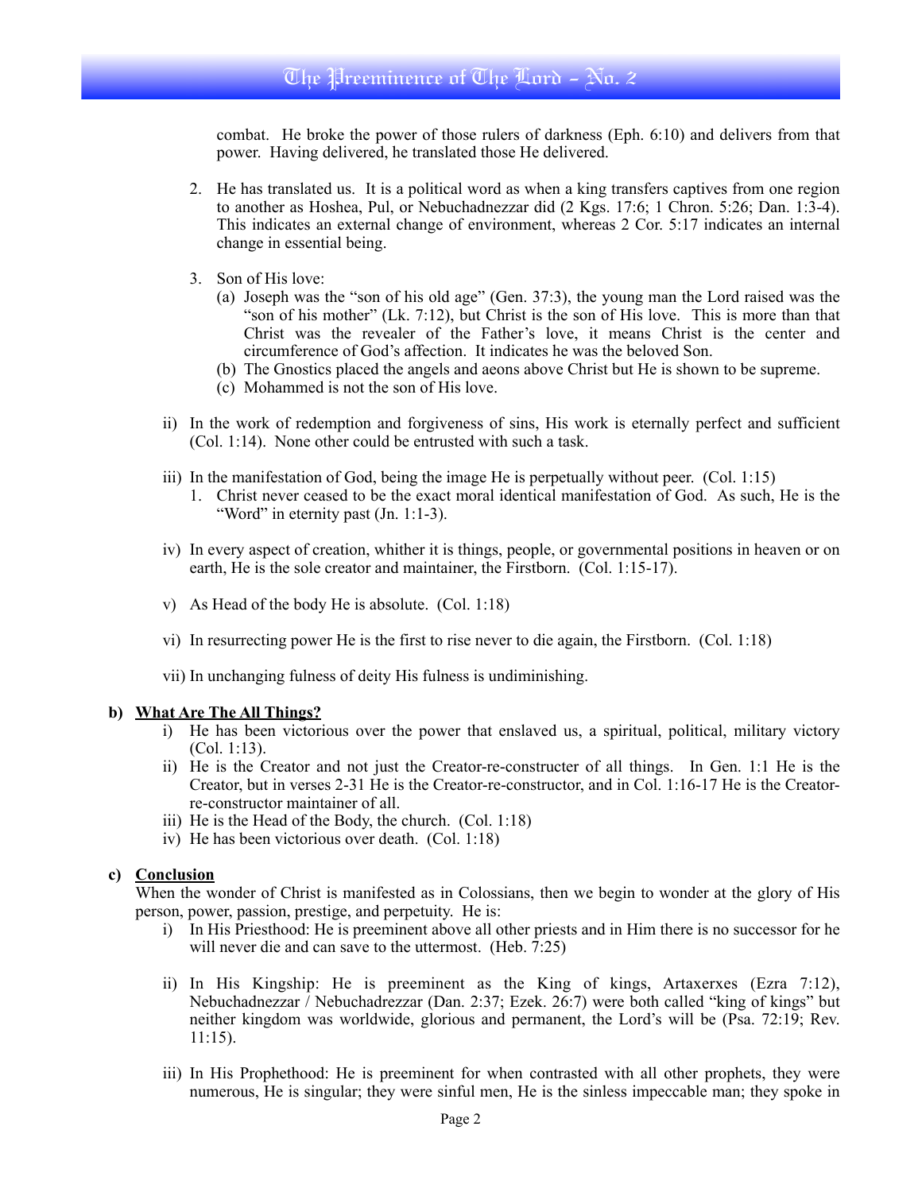combat. He broke the power of those rulers of darkness (Eph. 6:10) and delivers from that power. Having delivered, he translated those He delivered.

2. He has translated us. It is a political word as when a king transfers captives from one region to another as Hoshea, Pul, or Nebuchadnezzar did (2 Kgs. 17:6; 1 Chron. 5:26; Dan. 1:3-4). This indicates an external change of environment, whereas 2 Cor. 5:17 indicates an internal change in essential being.

3. Son of His love:
   (a) Joseph was the "son of his old age" (Gen. 37:3), the young man the Lord raised was the "son of his mother" (Lk. 7:12), but Christ is the son of His love. This is more than that Christ was the revealer of the Father's love, it means Christ is the center and circumference of God's affection. It indicates he was the beloved Son.
   (b) The Gnostics placed the angels and aeons above Christ but He is shown to be supreme.
   (c) Mohammed is not the son of His love.

ii) In the work of redemption and forgiveness of sins, His work is eternally perfect and sufficient (Col. 1:14). None other could be entrusted with such a task.

iii) In the manifestation of God, being the image He is perpetually without peer. (Col. 1:15)
   1. Christ never ceased to be the exact moral identical manifestation of God. As such, He is the "Word" in eternity past (Jn. 1:1-3).

iv) In every aspect of creation, whither it is things, people, or governmental positions in heaven or on earth, He is the sole creator and maintainer, the Firstborn. (Col. 1:15-17).

v) As Head of the body He is absolute. (Col. 1:18)

vi) In resurrecting power He is the first to rise never to die again, the Firstborn. (Col. 1:18)

vii) In unchanging fulness of deity His fulness is undiminishing.

**b) <u>What Are The All Things?</u>**

i) He has been victorious over the power that enslaved us, a spiritual, political, military victory (Col. 1:13).
ii) He is the Creator and not just the Creator-re-constructer of all things. In Gen. 1:1 He is the Creator, but in verses 2-31 He is the Creator-re-constructor, and in Col. 1:16-17 He is the Creator-re-constructor maintainer of all.
iii) He is the Head of the Body, the church. (Col. 1:18)
iv) He has been victorious over death. (Col. 1:18)

**c) <u>Conclusion</u>**

When the wonder of Christ is manifested as in Colossians, then we begin to wonder at the glory of His person, power, passion, prestige, and perpetuity. He is:

i) In His Priesthood: He is preeminent above all other priests and in Him there is no successor for he will never die and can save to the uttermost. (Heb. 7:25)

ii) In His Kingship: He is preeminent as the King of kings, Artaxerxes (Ezra 7:12), Nebuchadnezzar / Nebuchadrezzar (Dan. 2:37; Ezek. 26:7) were both called "king of kings" but neither kingdom was worldwide, glorious and permanent, the Lord's will be (Psa. 72:19; Rev. 11:15).

iii) In His Prophethood: He is preeminent for when contrasted with all other prophets, they were numerous, He is singular; they were sinful men, He is the sinless impeccable man; they spoke in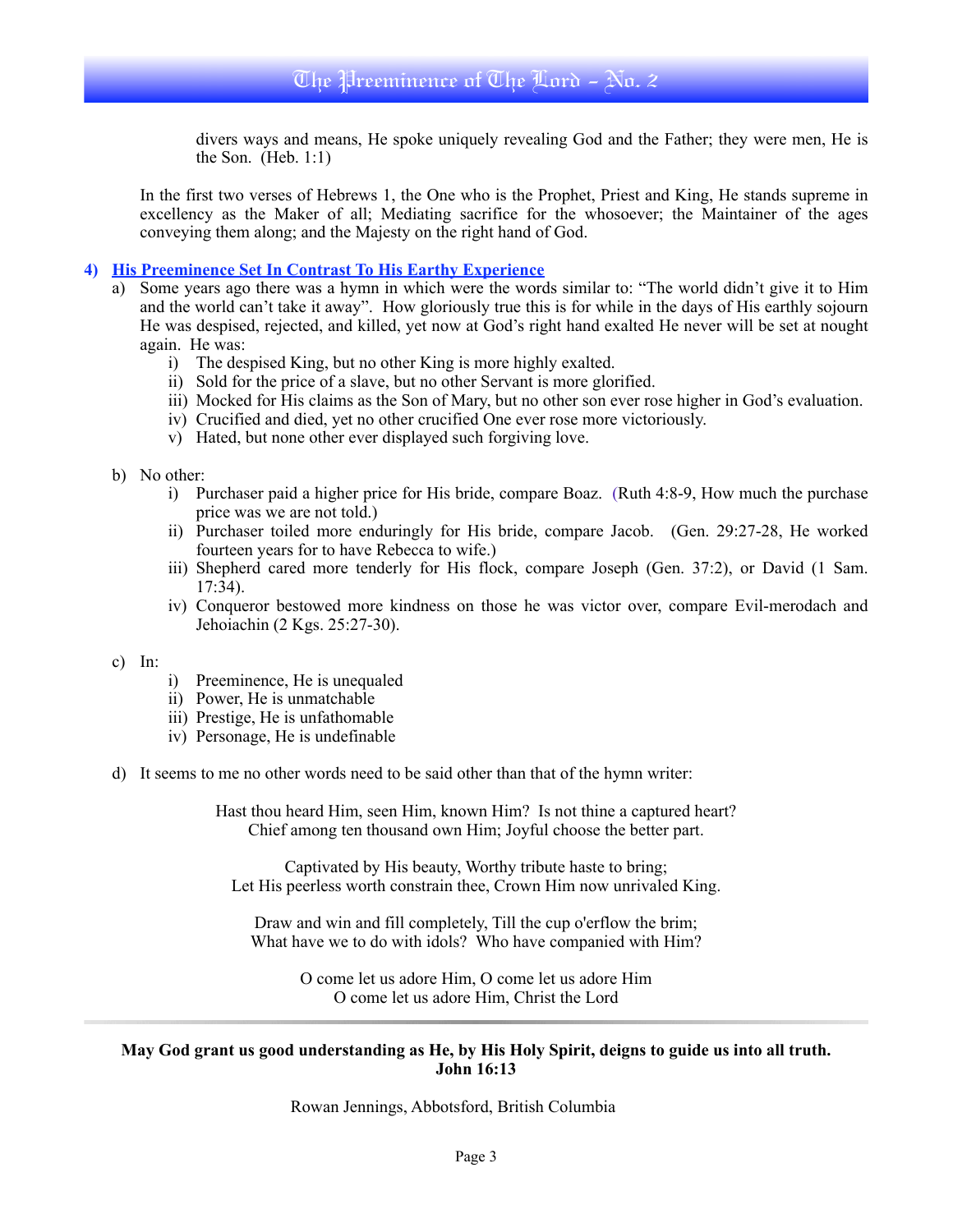divers ways and means, He spoke uniquely revealing God and the Father; they were men, He is the Son. (Heb. 1:1)

In the first two verses of Hebrews 1, the One who is the Prophet, Priest and King, He stands supreme in excellency as the Maker of all; Mediating sacrifice for the whosoever; the Maintainer of the ages conveying them along; and the Majesty on the right hand of God.

## 4) His Preeminence Set In Contrast To His Earthy Experience

a) Some years ago there was a hymn in which were the words similar to: "The world didn't give it to Him and the world can't take it away". How gloriously true this is for while in the days of His earthly sojourn He was despised, rejected, and killed, yet now at God's right hand exalted He never will be set at nought again. He was:
   - i) The despised King, but no other King is more highly exalted.
   - ii) Sold for the price of a slave, but no other Servant is more glorified.
   - iii) Mocked for His claims as the Son of Mary, but no other son ever rose higher in God's evaluation.
   - iv) Crucified and died, yet no other crucified One ever rose more victoriously.
   - v) Hated, but none other ever displayed such forgiving love.

b) No other:
   - i) Purchaser paid a higher price for His bride, compare Boaz. (Ruth 4:8-9, How much the purchase price was we are not told.)
   - ii) Purchaser toiled more enduringly for His bride, compare Jacob. (Gen. 29:27-28, He worked fourteen years for to have Rebecca to wife.)
   - iii) Shepherd cared more tenderly for His flock, compare Joseph (Gen. 37:2), or David (1 Sam. 17:34).
   - iv) Conqueror bestowed more kindness on those he was victor over, compare Evil-merodach and Jehoiachin (2 Kgs. 25:27-30).

c) In:
   - i) Preeminence, He is unequaled
   - ii) Power, He is unmatchable
   - iii) Prestige, He is unfathomable
   - iv) Personage, He is undefinable

d) It seems to me no other words need to be said other than that of the hymn writer:

Hast thou heard Him, seen Him, known Him? Is not thine a captured heart?
Chief among ten thousand own Him; Joyful choose the better part.

Captivated by His beauty, Worthy tribute haste to bring;
Let His peerless worth constrain thee, Crown Him now unrivaled King.

Draw and win and fill completely, Till the cup o'erflow the brim;
What have we to do with idols? Who have companied with Him?

O come let us adore Him, O come let us adore Him
O come let us adore Him, Christ the Lord

---

**May God grant us good understanding as He, by His Holy Spirit, deigns to guide us into all truth. John 16:13**

Rowan Jennings, Abbotsford, British Columbia